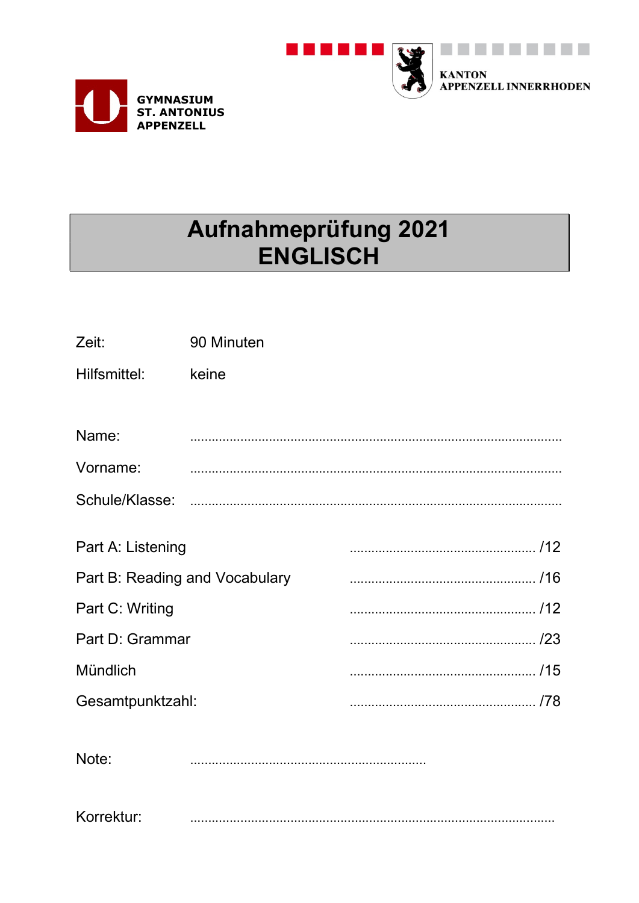GYMNASIUM
ST. ANTONIUS
APPENZELL

KANTON
APPENZELL INNERRHODEN

# Aufnahmeprüfung 2021
# ENGLISCH

Zeit: 90 Minuten

Hilfsmittel: keine

Name: ..........................................................................................................

Vorname: ..........................................................................................................

Schule/Klasse: ..........................................................................................................

| | |
|---|---|
| Part A: Listening | ........................................... /12 |
| Part B: Reading and Vocabulary | ........................................... /16 |
| Part C: Writing | ........................................... /12 |
| Part D: Grammar | ........................................... /23 |
| Mündlich | ........................................... /15 |
| Gesamtpunktzahl: | ........................................... /78 |

Note: ..................................................................

Korrektur: ..........................................................................................................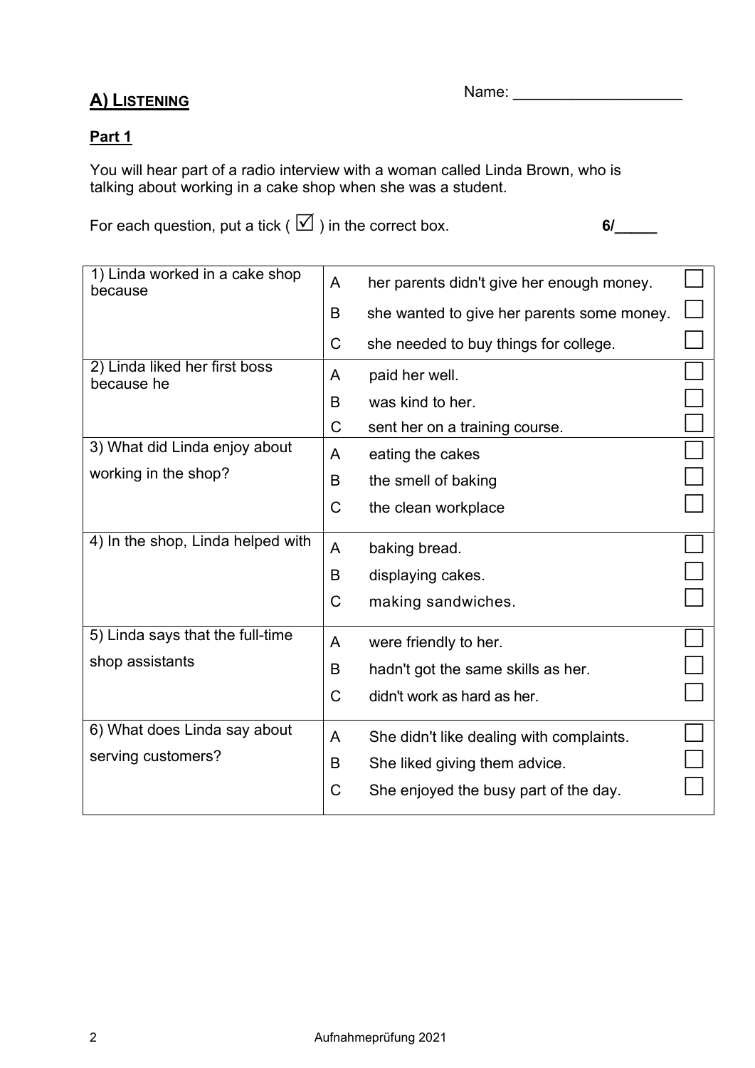## A) LISTENING

Name: ____________________

### Part 1

You will hear part of a radio interview with a woman called Linda Brown, who is talking about working in a cake shop when she was a student.

For each question, put a tick ( ☑ ) in the correct box. **6/_____**

| Question | | Answer | |
|---|---|---|---|
| 1) Linda worked in a cake shop because | A | her parents didn't give her enough money. | ☐ |
| | B | she wanted to give her parents some money. | ☐ |
| | C | she needed to buy things for college. | ☐ |
| 2) Linda liked her first boss because he | A | paid her well. | ☐ |
| | B | was kind to her. | ☐ |
| | C | sent her on a training course. | ☐ |
| 3) What did Linda enjoy about working in the shop? | A | eating the cakes | ☐ |
| | B | the smell of baking | ☐ |
| | C | the clean workplace | ☐ |
| 4) In the shop, Linda helped with | A | baking bread. | ☐ |
| | B | displaying cakes. | ☐ |
| | C | making sandwiches. | ☐ |
| 5) Linda says that the full-time shop assistants | A | were friendly to her. | ☐ |
| | B | hadn't got the same skills as her. | ☐ |
| | C | didn't work as hard as her. | ☐ |
| 6) What does Linda say about serving customers? | A | She didn't like dealing with complaints. | ☐ |
| | B | She liked giving them advice. | ☐ |
| | C | She enjoyed the busy part of the day. | ☐ |

Aufnahmeprüfung 2021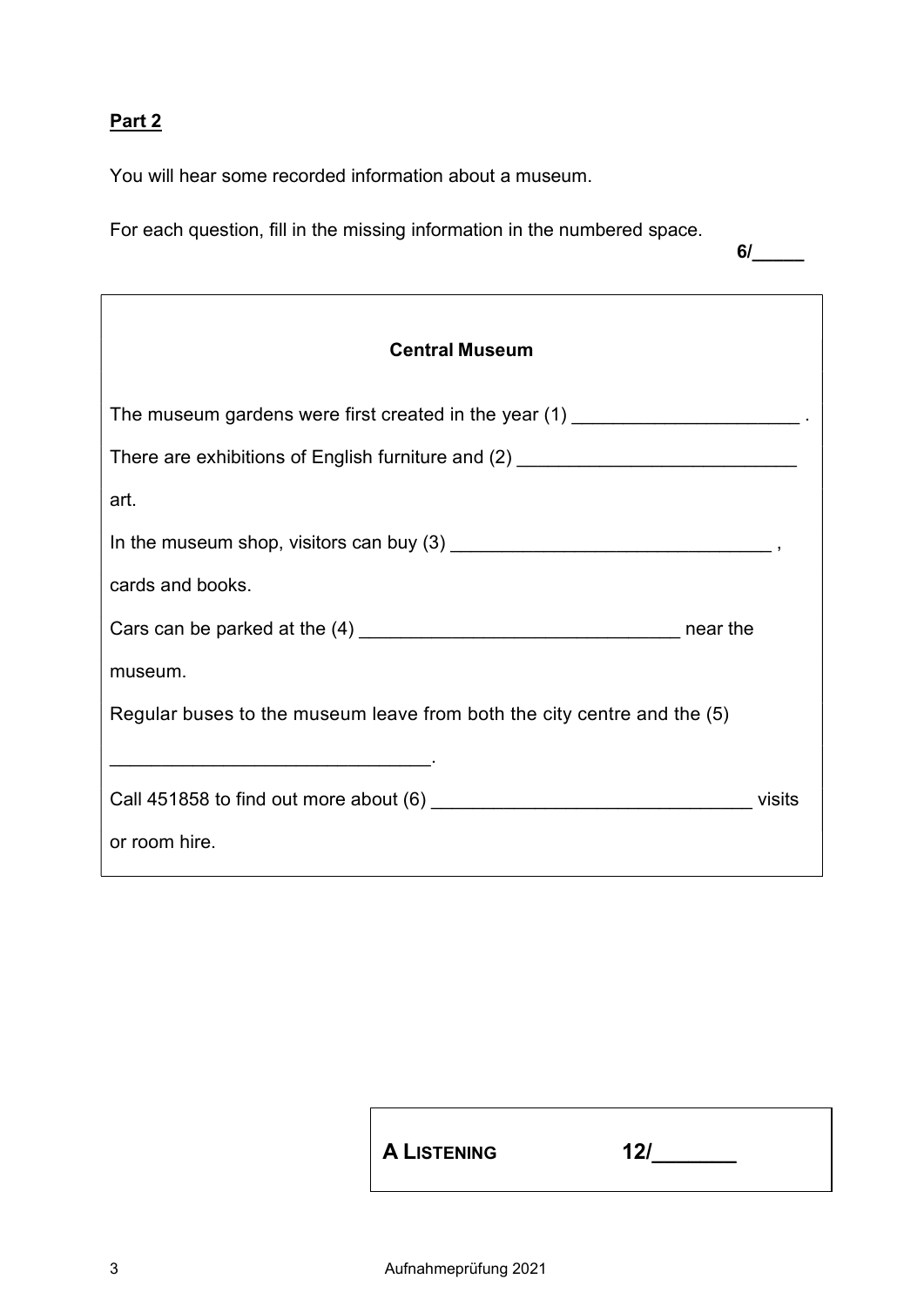**Part 2**

You will hear some recorded information about a museum.

For each question, fill in the missing information in the numbered space.

**6/_____**

**Central Museum**

The museum gardens were first created in the year (1) ______________________ .

There are exhibitions of English furniture and (2) ___________________________ art.

In the museum shop, visitors can buy (3) _______________________________ , cards and books.

Cars can be parked at the (4) _______________________________ near the museum.

Regular buses to the museum leave from both the city centre and the (5) _______________________________.

Call 451858 to find out more about (6) _______________________________ visits or room hire.

**A LISTENING 12/_______**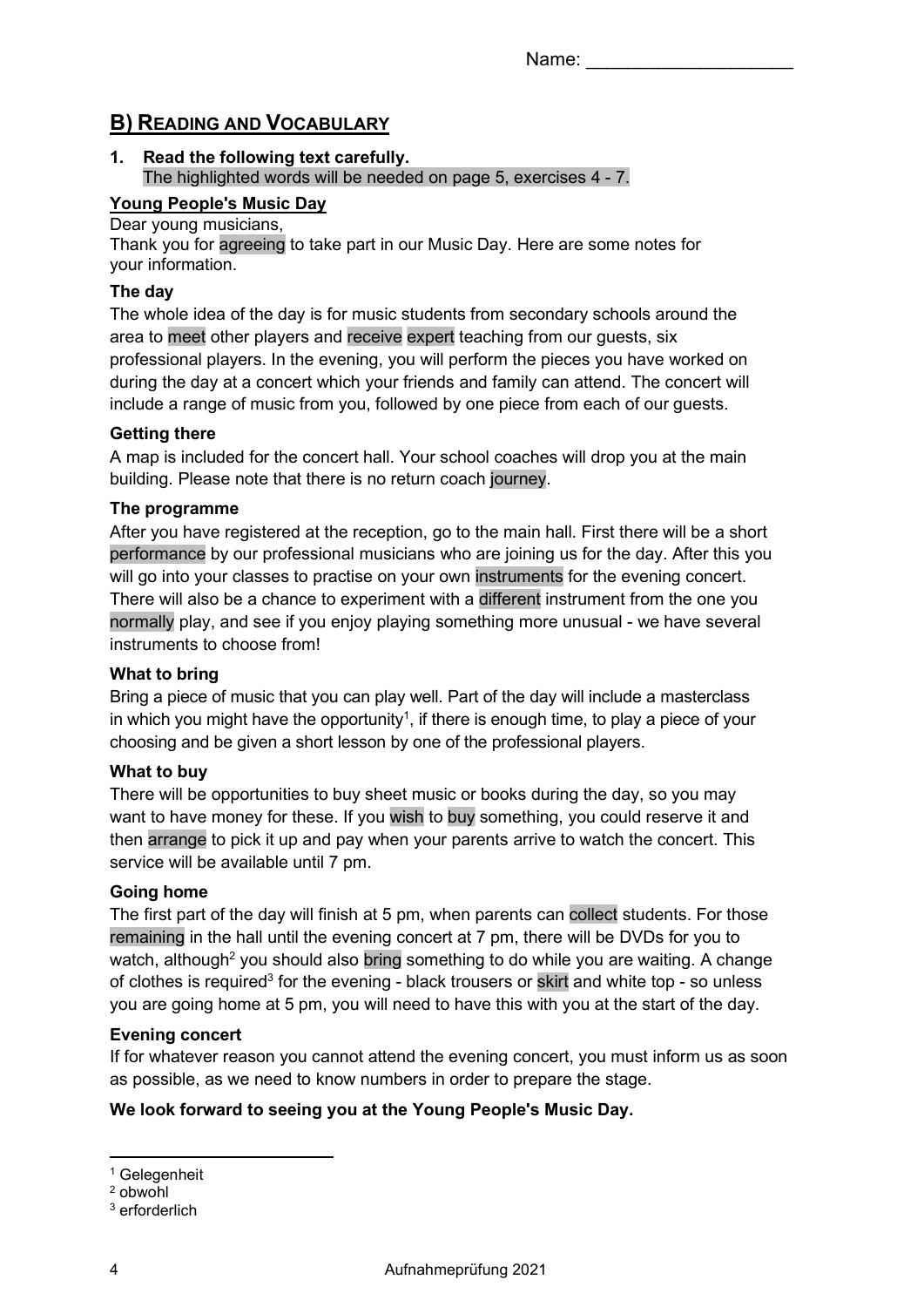Name: ____________________

## B) Reading and Vocabulary

**1. Read the following text carefully.**
The highlighted words will be needed on page 5, exercises 4 - 7.

**Young People's Music Day**

Dear young musicians,
Thank you for agreeing to take part in our Music Day. Here are some notes for your information.

**The day**

The whole idea of the day is for music students from secondary schools around the area to meet other players and receive expert teaching from our guests, six professional players. In the evening, you will perform the pieces you have worked on during the day at a concert which your friends and family can attend. The concert will include a range of music from you, followed by one piece from each of our guests.

**Getting there**

A map is included for the concert hall. Your school coaches will drop you at the main building. Please note that there is no return coach journey.

**The programme**

After you have registered at the reception, go to the main hall. First there will be a short performance by our professional musicians who are joining us for the day. After this you will go into your classes to practise on your own instruments for the evening concert. There will also be a chance to experiment with a different instrument from the one you normally play, and see if you enjoy playing something more unusual - we have several instruments to choose from!

**What to bring**

Bring a piece of music that you can play well. Part of the day will include a masterclass in which you might have the opportunity[1], if there is enough time, to play a piece of your choosing and be given a short lesson by one of the professional players.

**What to buy**

There will be opportunities to buy sheet music or books during the day, so you may want to have money for these. If you wish to buy something, you could reserve it and then arrange to pick it up and pay when your parents arrive to watch the concert. This service will be available until 7 pm.

**Going home**

The first part of the day will finish at 5 pm, when parents can collect students. For those remaining in the hall until the evening concert at 7 pm, there will be DVDs for you to watch, although[2] you should also bring something to do while you are waiting. A change of clothes is required[3] for the evening - black trousers or skirt and white top - so unless you are going home at 5 pm, you will need to have this with you at the start of the day.

**Evening concert**

If for whatever reason you cannot attend the evening concert, you must inform us as soon as possible, as we need to know numbers in order to prepare the stage.

**We look forward to seeing you at the Young People's Music Day.**

---

[1] Gelegenheit
[2] obwohl
[3] erforderlich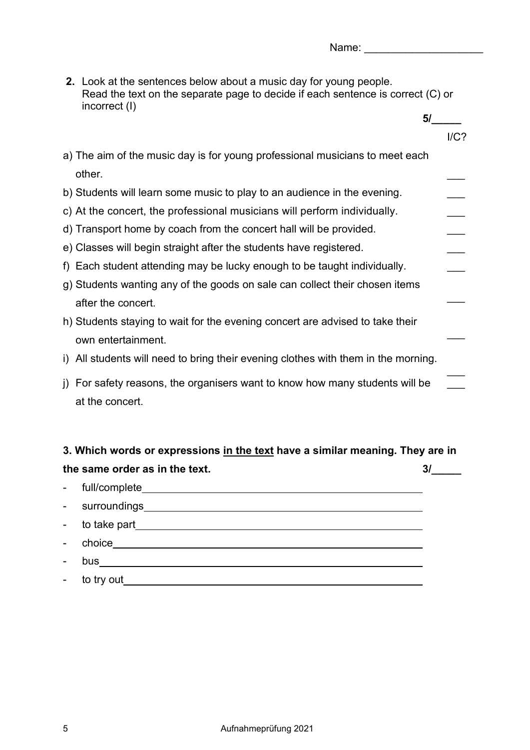Name: ____________________

**2.** Look at the sentences below about a music day for young people.
Read the text on the separate page to decide if each sentence is correct (C) or incorrect (I)

**5/_____**

I/C?

a) The aim of the music day is for young professional musicians to meet each other. ___

b) Students will learn some music to play to an audience in the evening. ___

c) At the concert, the professional musicians will perform individually. ___

d) Transport home by coach from the concert hall will be provided. ___

e) Classes will begin straight after the students have registered. ___

f) Each student attending may be lucky enough to be taught individually. ___

g) Students wanting any of the goods on sale can collect their chosen items after the concert. ___

h) Students staying to wait for the evening concert are advised to take their own entertainment. ___

i) All students will need to bring their evening clothes with them in the morning. ___

j) For safety reasons, the organisers want to know how many students will be at the concert. ___

**3. Which words or expressions <u>in the text</u> have a similar meaning. They are in the same order as in the text.** **3/_____**

- full/complete ______________________________
- surroundings ______________________________
- to take part ______________________________
- choice ______________________________
- bus ______________________________
- to try out ______________________________

Aufnahmeprüfung 2021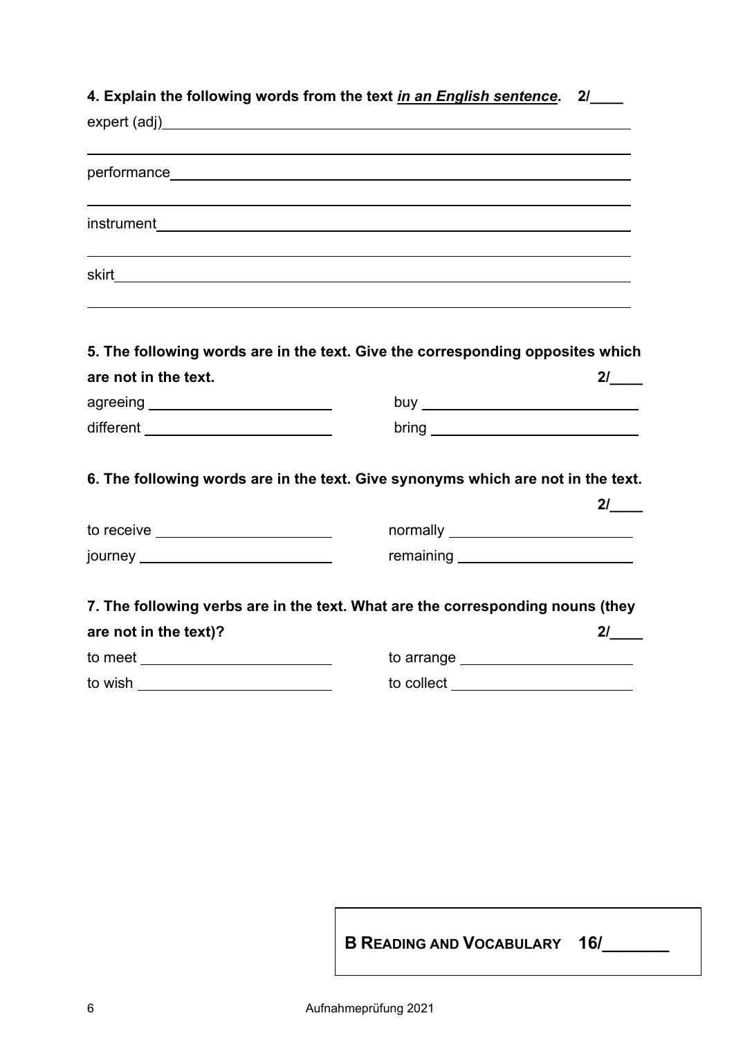**4. Explain the following words from the text *in an English sentence*. 2/____**

expert (adj)______________________________________________

__________________________________________________________

performance______________________________________________

__________________________________________________________

instrument________________________________________________

__________________________________________________________

skirt_____________________________________________________

__________________________________________________________

**5. The following words are in the text. Give the corresponding opposites which are not in the text. 2/____**

| | |
|---|---|
| agreeing ____________________ | buy ____________________ |
| different ____________________ | bring ____________________ |

**6. The following words are in the text. Give synonyms which are not in the text. 2/____**

| | |
|---|---|
| to receive ____________________ | normally ____________________ |
| journey ____________________ | remaining ____________________ |

**7. The following verbs are in the text. What are the corresponding nouns (they are not in the text)? 2/____**

| | |
|---|---|
| to meet ____________________ | to arrange ____________________ |
| to wish ____________________ | to collect ____________________ |

**B READING AND VOCABULARY 16/_______**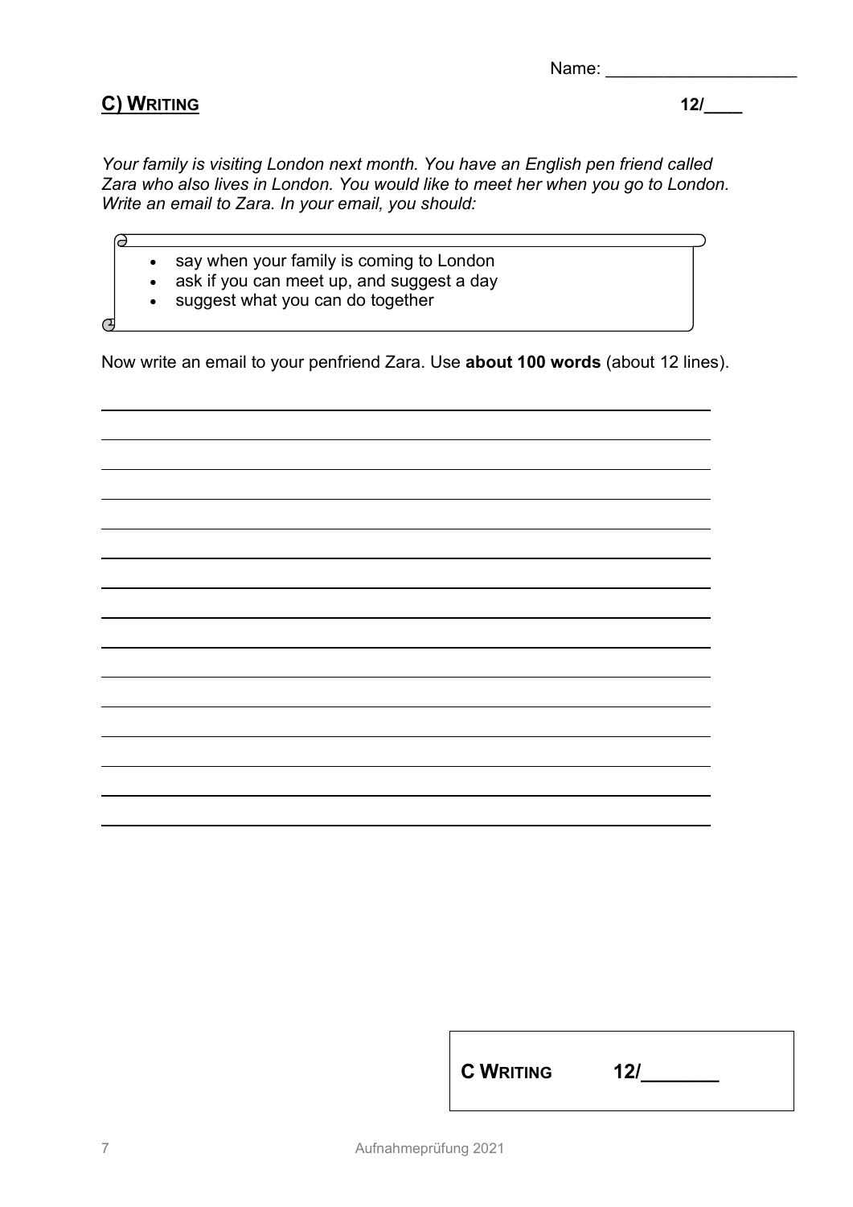Name: ____________________

## C) WRITING

**12/____**

*Your family is visiting London next month. You have an English pen friend called Zara who also lives in London. You would like to meet her when you go to London. Write an email to Zara. In your email, you should:*

- say when your family is coming to London
- ask if you can meet up, and suggest a day
- suggest what you can do together

Now write an email to your penfriend Zara. Use **about 100 words** (about 12 lines).

______________________________________________________________________

______________________________________________________________________

______________________________________________________________________

______________________________________________________________________

______________________________________________________________________

______________________________________________________________________

______________________________________________________________________

______________________________________________________________________

______________________________________________________________________

______________________________________________________________________

______________________________________________________________________

______________________________________________________________________

______________________________________________________________________

______________________________________________________________________

**C WRITING 12/_______**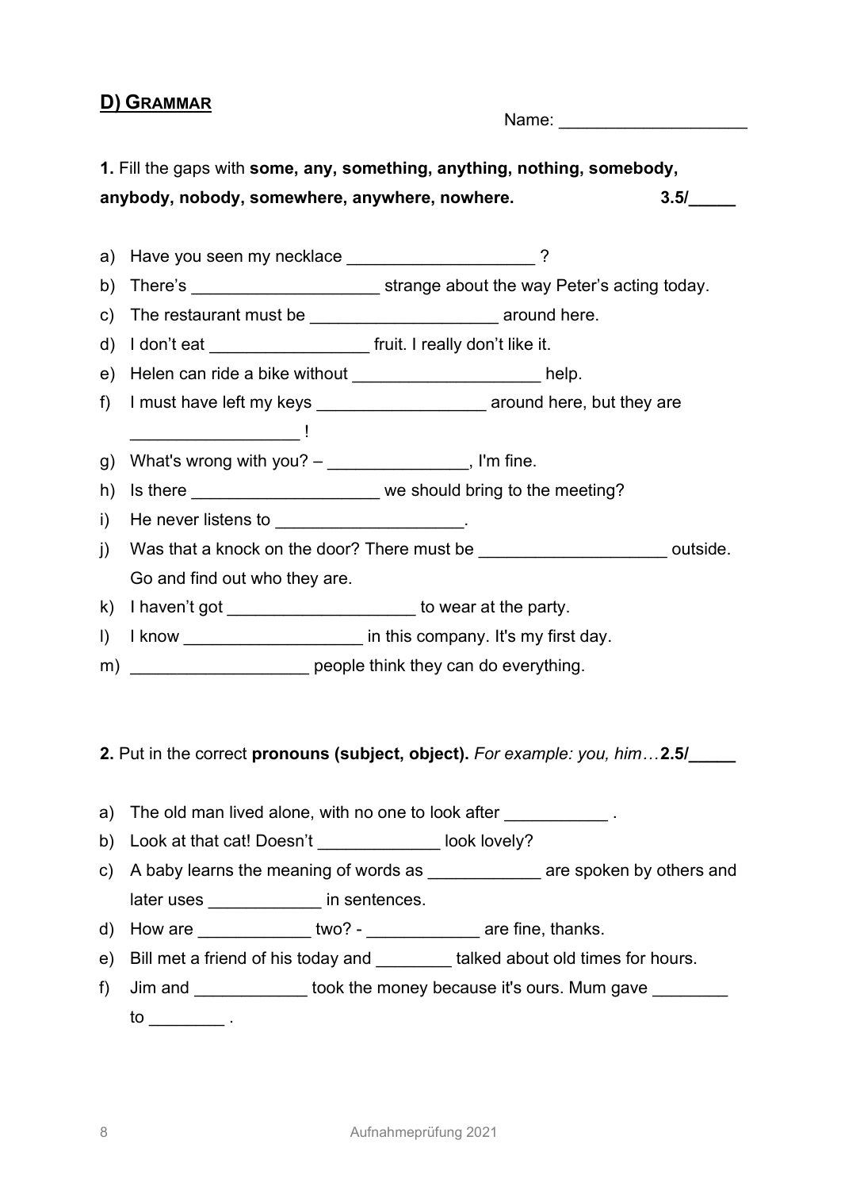## D) Grammar

Name: ____________________

**1.** Fill the gaps with **some, any, something, anything, nothing, somebody, anybody, nobody, somewhere, anywhere, nowhere.** **3.5/_____**

a) Have you seen my necklace ____________________ ?
b) There's ____________________ strange about the way Peter's acting today.
c) The restaurant must be ____________________ around here.
d) I don't eat _________________ fruit. I really don't like it.
e) Helen can ride a bike without ____________________ help.
f) I must have left my keys __________________ around here, but they are __________________ !
g) What's wrong with you? – _______________, I'm fine.
h) Is there ____________________ we should bring to the meeting?
i) He never listens to ____________________.
j) Was that a knock on the door? There must be ____________________ outside. Go and find out who they are.
k) I haven't got ____________________ to wear at the party.
l) I know ___________________ in this company. It's my first day.
m) ___________________ people think they can do everything.

**2.** Put in the correct **pronouns (subject, object).** *For example: you, him…* **2.5/_____**

a) The old man lived alone, with no one to look after ___________ .
b) Look at that cat! Doesn't _____________ look lovely?
c) A baby learns the meaning of words as ____________ are spoken by others and later uses ____________ in sentences.
d) How are ____________ two? - ____________ are fine, thanks.
e) Bill met a friend of his today and ________ talked about old times for hours.
f) Jim and ____________ took the money because it's ours. Mum gave ________ to ________ .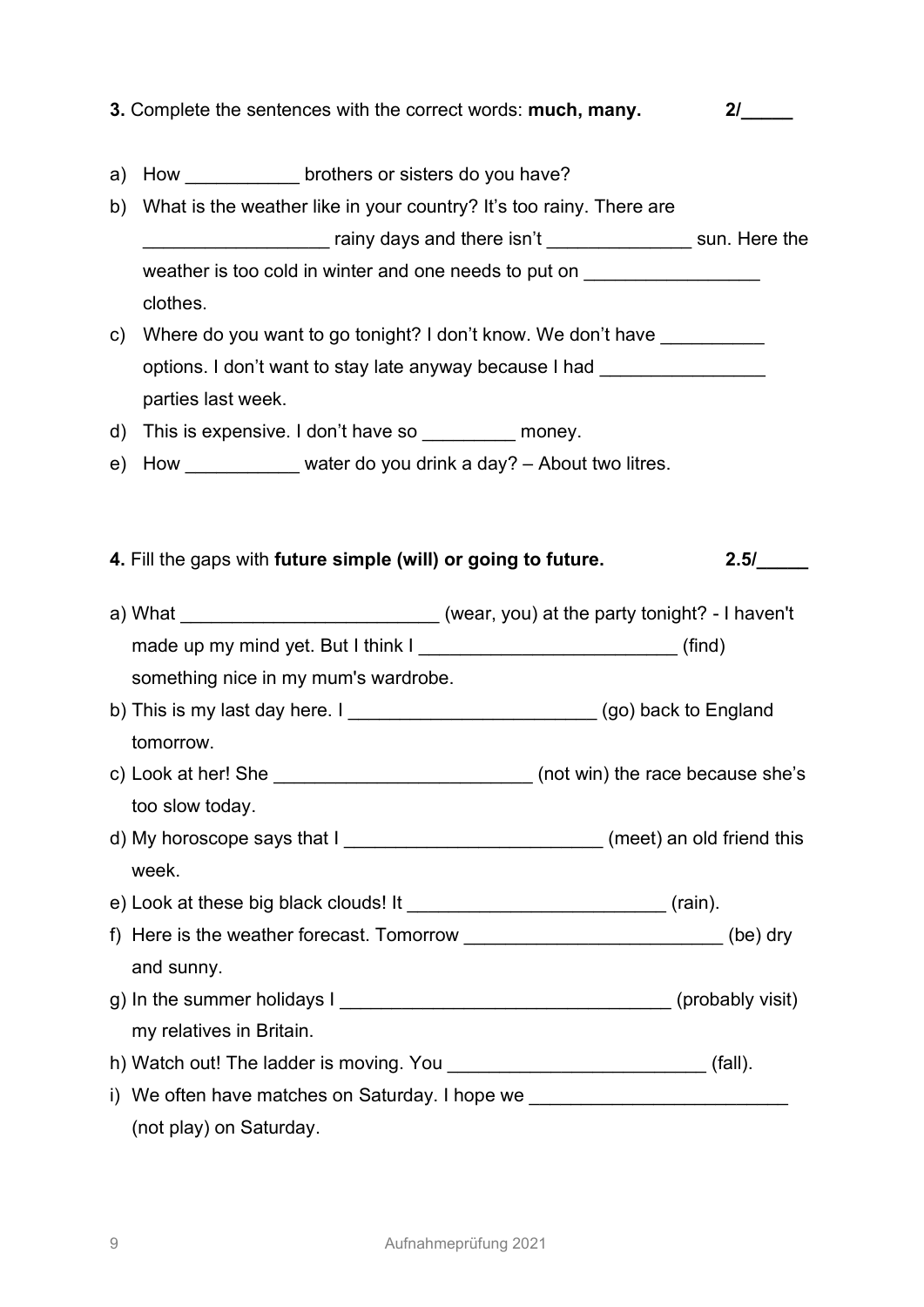**3.** Complete the sentences with the correct words: **much, many.** **2/_____**

a) How ___________ brothers or sisters do you have?
b) What is the weather like in your country? It's too rainy. There are __________________ rainy days and there isn't ______________ sun. Here the weather is too cold in winter and one needs to put on _________________ clothes.
c) Where do you want to go tonight? I don't know. We don't have __________ options. I don't want to stay late anyway because I had ________________ parties last week.
d) This is expensive. I don't have so _________ money.
e) How ___________ water do you drink a day? – About two litres.

**4.** Fill the gaps with **future simple (will) or going to future.** **2.5/_____**

a) What _________________________ (wear, you) at the party tonight? - I haven't made up my mind yet. But I think I _________________________ (find) something nice in my mum's wardrobe.
b) This is my last day here. I ________________________ (go) back to England tomorrow.
c) Look at her! She _________________________ (not win) the race because she's too slow today.
d) My horoscope says that I _________________________ (meet) an old friend this week.
e) Look at these big black clouds! It _________________________ (rain).
f) Here is the weather forecast. Tomorrow _________________________ (be) dry and sunny.
g) In the summer holidays I ________________________________ (probably visit) my relatives in Britain.
h) Watch out! The ladder is moving. You _________________________ (fall).
i) We often have matches on Saturday. I hope we _________________________ (not play) on Saturday.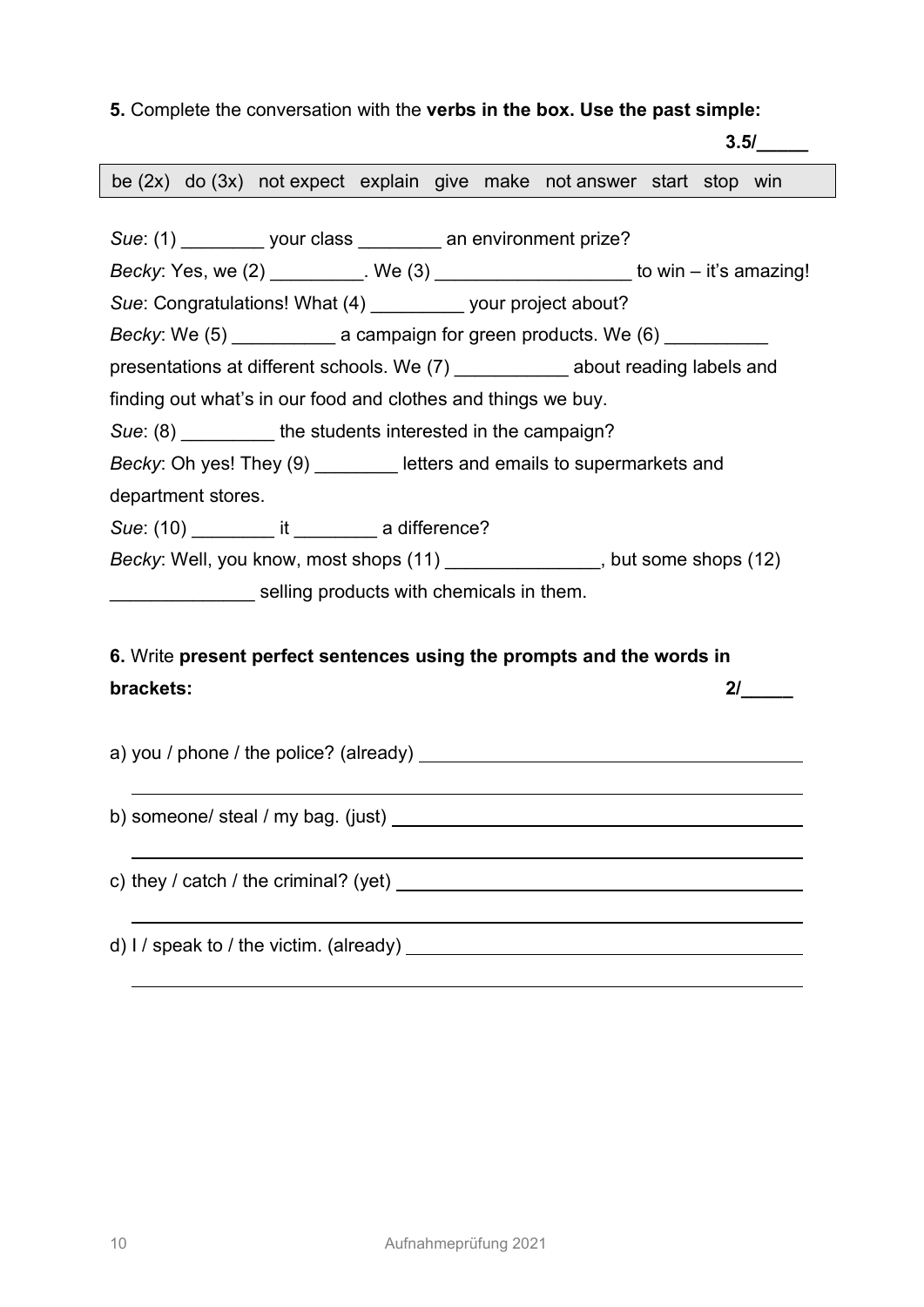**5.** Complete the conversation with the **verbs in the box. Use the past simple:**

**3.5/_____**

| be (2x)   do (3x)   not expect   explain   give   make   not answer   start   stop   win |
|---|

*Sue*: (1) ________ your class ________ an environment prize?

*Becky*: Yes, we (2) _________. We (3) ___________________ to win – it's amazing!

*Sue*: Congratulations! What (4) _________ your project about?

*Becky*: We (5) __________ a campaign for green products. We (6) __________ presentations at different schools. We (7) ___________ about reading labels and finding out what's in our food and clothes and things we buy.

*Sue*: (8) _________ the students interested in the campaign?

*Becky*: Oh yes! They (9) ________ letters and emails to supermarkets and department stores.

*Sue*: (10) ________ it ________ a difference?

*Becky*: Well, you know, most shops (11) _______________, but some shops (12) ______________ selling products with chemicals in them.

**6.** Write **present perfect sentences using the prompts and the words in brackets:** **2/_____**

a) you / phone / the police? (already) ________________________________________

________________________________________

b) someone/ steal / my bag. (just) ________________________________________

________________________________________

c) they / catch / the criminal? (yet) ________________________________________

________________________________________

d) I / speak to / the victim. (already) ________________________________________

________________________________________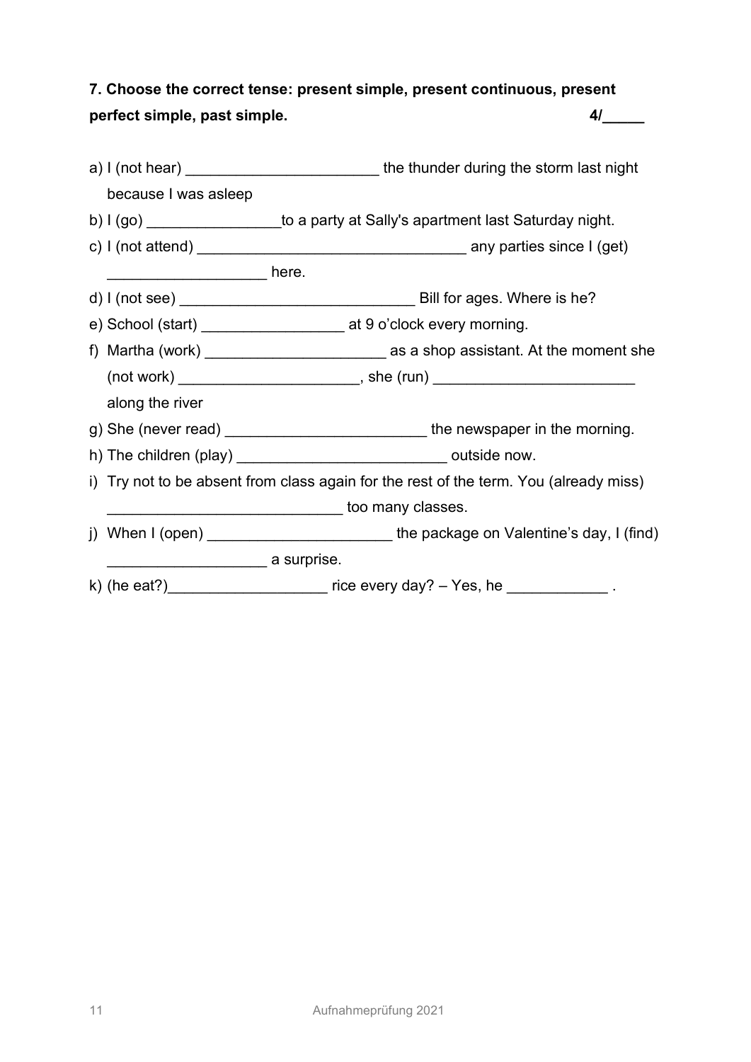**7. Choose the correct tense: present simple, present continuous, present perfect simple, past simple.** **4/_____**

a) I (not hear) _______________________ the thunder during the storm last night because I was asleep

b) I (go) ________________to a party at Sally's apartment last Saturday night.

c) I (not attend) ________________________________ any parties since I (get) ___________________ here.

d) I (not see) ____________________________ Bill for ages. Where is he?

e) School (start) _________________ at 9 o'clock every morning.

f) Martha (work) _____________________ as a shop assistant. At the moment she (not work) _____________________, she (run) ________________________ along the river

g) She (never read) ________________________ the newspaper in the morning.

h) The children (play) _________________________ outside now.

i) Try not to be absent from class again for the rest of the term. You (already miss) ___________________________ too many classes.

j) When I (open) ______________________ the package on Valentine's day, I (find) ___________________ a surprise.

k) (he eat?)___________________ rice every day? – Yes, he ____________ .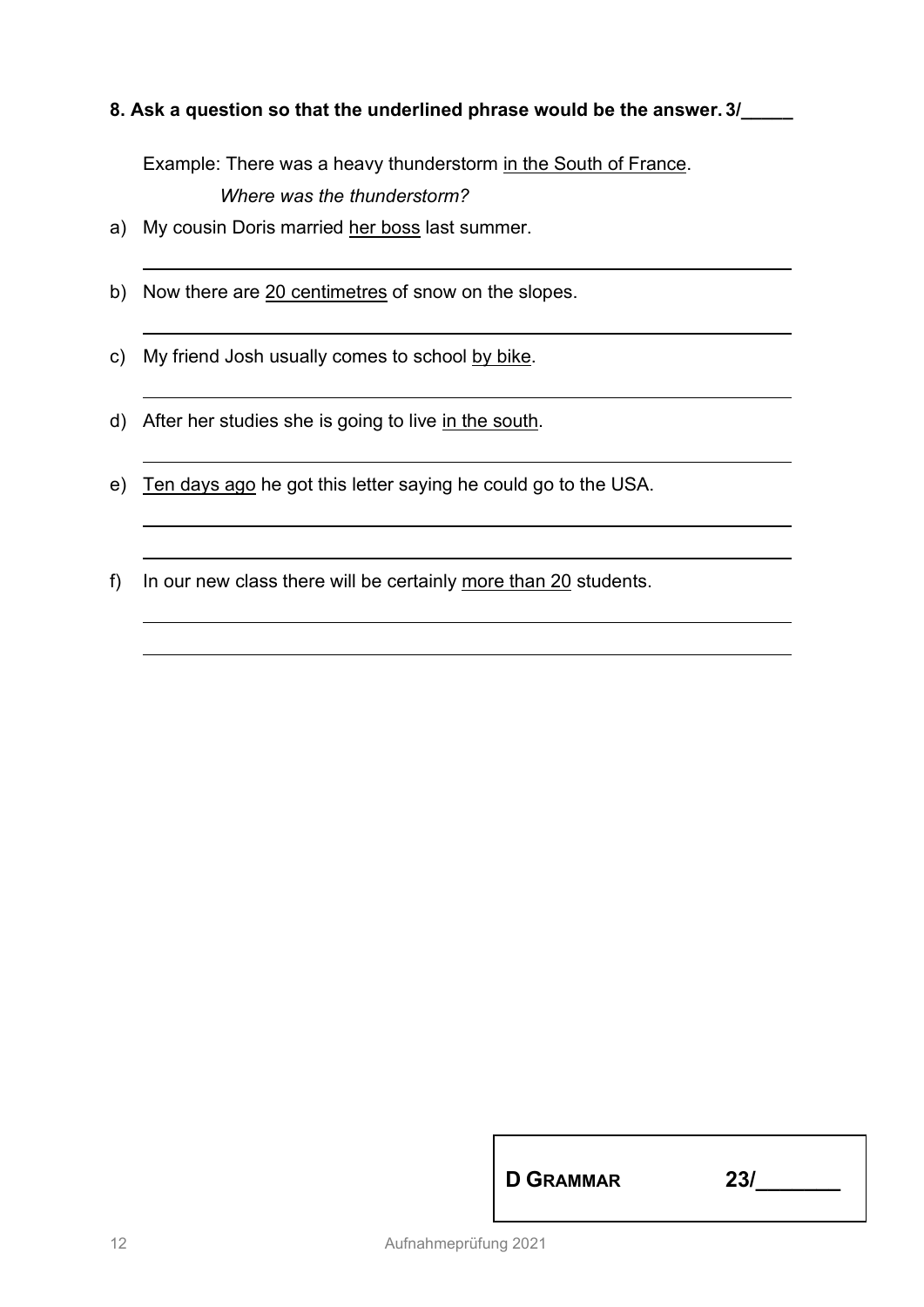**8. Ask a question so that the underlined phrase would be the answer. 3/_____**

Example: There was a heavy thunderstorm <u>in the South of France</u>.

*Where was the thunderstorm?*

a) My cousin Doris married <u>her boss</u> last summer.

______________________________________________________________

b) Now there are <u>20 centimetres</u> of snow on the slopes.

______________________________________________________________

c) My friend Josh usually comes to school <u>by bike</u>.

______________________________________________________________

d) After her studies she is going to live <u>in the south</u>.

______________________________________________________________

e) <u>Ten days ago</u> he got this letter saying he could go to the USA.

______________________________________________________________

______________________________________________________________

f) In our new class there will be certainly <u>more than 20</u> students.

______________________________________________________________

______________________________________________________________

| | |
|---|---|
| **D GRAMMAR** | **23/_______** |